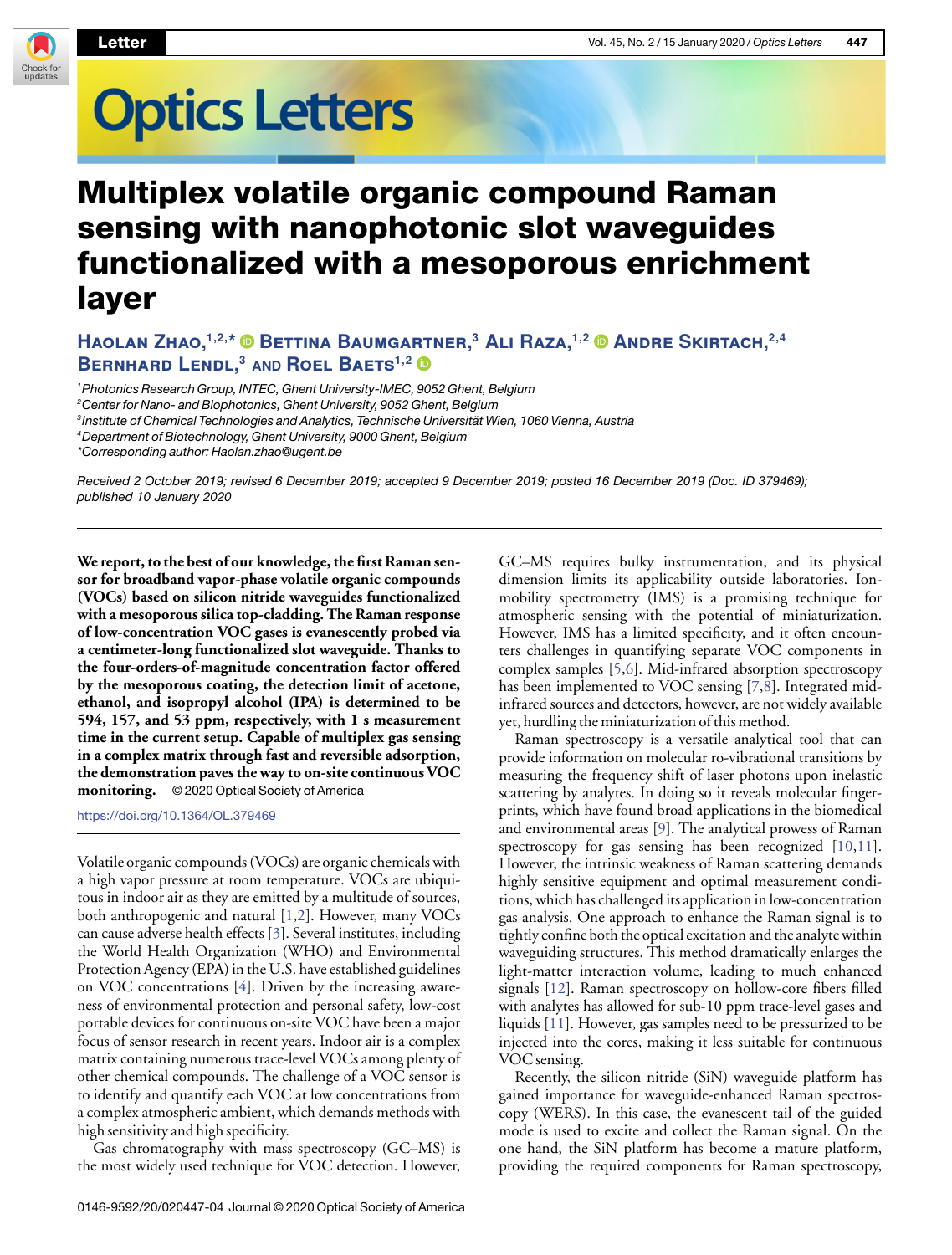# Multiplex volatile organic compound Raman sensing with nanophotonic slot waveguides functionalized with a mesoporous enrichment layer

**Haolan Zhao,[1,2,*] Bettina Baumgartner,[3] Ali Raza,[1,2] Andre Skirtach,[2,4] Bernhard Lendl,[3] and Roel Baets[1,2]**

[1]Photonics Research Group, INTEC, Ghent University-IMEC, 9052 Ghent, Belgium
[2]Center for Nano- and Biophotonics, Ghent University, 9052 Ghent, Belgium
[3]Institute of Chemical Technologies and Analytics, Technische Universität Wien, 1060 Vienna, Austria
[4]Department of Biotechnology, Ghent University, 9000 Ghent, Belgium
*Corresponding author: Haolan.zhao@ugent.be

*Received 2 October 2019; revised 6 December 2019; accepted 9 December 2019; posted 16 December 2019 (Doc. ID 379469); published 10 January 2020*

**We report, to the best of our knowledge, the first Raman sensor for broadband vapor-phase volatile organic compounds (VOCs) based on silicon nitride waveguides functionalized with a mesoporous silica top-cladding. The Raman response of low-concentration VOC gases is evanescently probed via a centimeter-long functionalized slot waveguide. Thanks to the four-orders-of-magnitude concentration factor offered by the mesoporous coating, the detection limit of acetone, ethanol, and isopropyl alcohol (IPA) is determined to be 594, 157, and 53 ppm, respectively, with 1 s measurement time in the current setup. Capable of multiplex gas sensing in a complex matrix through fast and reversible adsorption, the demonstration paves the way to on-site continuous VOC monitoring.** © 2020 Optical Society of America

https://doi.org/10.1364/OL.379469

Volatile organic compounds (VOCs) are organic chemicals with a high vapor pressure at room temperature. VOCs are ubiquitous in indoor air as they are emitted by a multitude of sources, both anthropogenic and natural [1,2]. However, many VOCs can cause adverse health effects [3]. Several institutes, including the World Health Organization (WHO) and Environmental Protection Agency (EPA) in the U.S. have established guidelines on VOC concentrations [4]. Driven by the increasing awareness of environmental protection and personal safety, low-cost portable devices for continuous on-site VOC have been a major focus of sensor research in recent years. Indoor air is a complex matrix containing numerous trace-level VOCs among plenty of other chemical compounds. The challenge of a VOC sensor is to identify and quantify each VOC at low concentrations from a complex atmospheric ambient, which demands methods with high sensitivity and high specificity.

Gas chromatography with mass spectroscopy (GC–MS) is the most widely used technique for VOC detection. However, GC–MS requires bulky instrumentation, and its physical dimension limits its applicability outside laboratories. Ion-mobility spectrometry (IMS) is a promising technique for atmospheric sensing with the potential of miniaturization. However, IMS has a limited specificity, and it often encounters challenges in quantifying separate VOC components in complex samples [5,6]. Mid-infrared absorption spectroscopy has been implemented to VOC sensing [7,8]. Integrated mid-infrared sources and detectors, however, are not widely available yet, hurdling the miniaturization of this method.

Raman spectroscopy is a versatile analytical tool that can provide information on molecular ro-vibrational transitions by measuring the frequency shift of laser photons upon inelastic scattering by analytes. In doing so it reveals molecular fingerprints, which have found broad applications in the biomedical and environmental areas [9]. The analytical prowess of Raman spectroscopy for gas sensing has been recognized [10,11]. However, the intrinsic weakness of Raman scattering demands highly sensitive equipment and optimal measurement conditions, which has challenged its application in low-concentration gas analysis. One approach to enhance the Raman signal is to tightly confine both the optical excitation and the analyte within waveguiding structures. This method dramatically enlarges the light-matter interaction volume, leading to much enhanced signals [12]. Raman spectroscopy on hollow-core fibers filled with analytes has allowed for sub-10 ppm trace-level gases and liquids [11]. However, gas samples need to be pressurized to be injected into the cores, making it less suitable for continuous VOC sensing.

Recently, the silicon nitride (SiN) waveguide platform has gained importance for waveguide-enhanced Raman spectroscopy (WERS). In this case, the evanescent tail of the guided mode is used to excite and collect the Raman signal. On the one hand, the SiN platform has become a mature platform, providing the required components for Raman spectroscopy,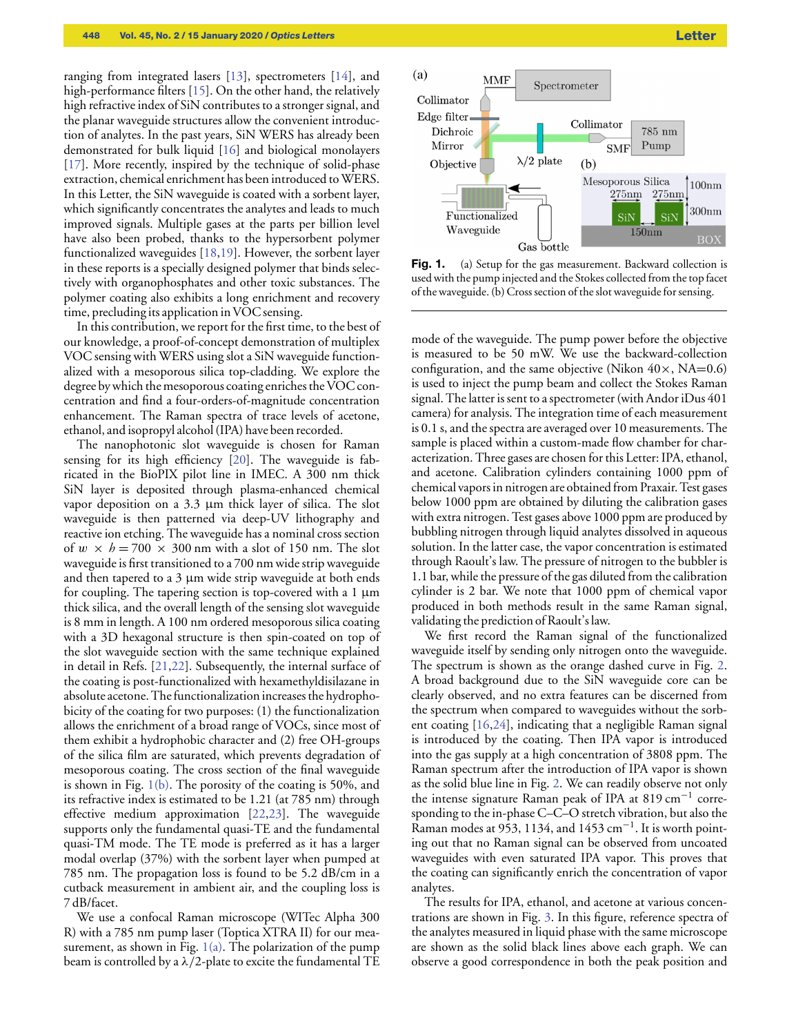ranging from integrated lasers [13], spectrometers [14], and high-performance filters [15]. On the other hand, the relatively high refractive index of SiN contributes to a stronger signal, and the planar waveguide structures allow the convenient introduction of analytes. In the past years, SiN WERS has already been demonstrated for bulk liquid [16] and biological monolayers [17]. More recently, inspired by the technique of solid-phase extraction, chemical enrichment has been introduced to WERS. In this Letter, the SiN waveguide is coated with a sorbent layer, which significantly concentrates the analytes and leads to much improved signals. Multiple gases at the parts per billion level have also been probed, thanks to the hypersorbent polymer functionalized waveguides [18,19]. However, the sorbent layer in these reports is a specially designed polymer that binds selectively with organophosphates and other toxic substances. The polymer coating also exhibits a long enrichment and recovery time, precluding its application in VOC sensing.

In this contribution, we report for the first time, to the best of our knowledge, a proof-of-concept demonstration of multiplex VOC sensing with WERS using slot a SiN waveguide functionalized with a mesoporous silica top-cladding. We explore the degree by which the mesoporous coating enriches the VOC concentration and find a four-orders-of-magnitude concentration enhancement. The Raman spectra of trace levels of acetone, ethanol, and isopropyl alcohol (IPA) have been recorded.

The nanophotonic slot waveguide is chosen for Raman sensing for its high efficiency [20]. The waveguide is fabricated in the BioPIX pilot line in IMEC. A 300 nm thick SiN layer is deposited through plasma-enhanced chemical vapor deposition on a 3.3 μm thick layer of silica. The slot waveguide is then patterned via deep-UV lithography and reactive ion etching. The waveguide has a nominal cross section of $w \times h = 700 \times 300$ nm with a slot of 150 nm. The slot waveguide is first transitioned to a 700 nm wide strip waveguide and then tapered to a 3 μm wide strip waveguide at both ends for coupling. The tapering section is top-covered with a 1 μm thick silica, and the overall length of the sensing slot waveguide is 8 mm in length. A 100 nm ordered mesoporous silica coating with a 3D hexagonal structure is then spin-coated on top of the slot waveguide section with the same technique explained in detail in Refs. [21,22]. Subsequently, the internal surface of the coating is post-functionalized with hexamethyldisilazane in absolute acetone. The functionalization increases the hydrophobicity of the coating for two purposes: (1) the functionalization allows the enrichment of a broad range of VOCs, since most of them exhibit a hydrophobic character and (2) free OH-groups of the silica film are saturated, which prevents degradation of mesoporous coating. The cross section of the final waveguide is shown in Fig. 1(b). The porosity of the coating is 50%, and its refractive index is estimated to be 1.21 (at 785 nm) through effective medium approximation [22,23]. The waveguide supports only the fundamental quasi-TE and the fundamental quasi-TM mode. The TE mode is preferred as it has a larger modal overlap (37%) with the sorbent layer when pumped at 785 nm. The propagation loss is found to be 5.2 dB/cm in a cutback measurement in ambient air, and the coupling loss is 7 dB/facet.

We use a confocal Raman microscope (WITec Alpha 300 R) with a 785 nm pump laser (Toptica XTRA II) for our measurement, as shown in Fig. 1(a). The polarization of the pump beam is controlled by a λ/2-plate to excite the fundamental TE mode of the waveguide. The pump power before the objective is measured to be 50 mW. We use the backward-collection configuration, and the same objective (Nikon 40×, NA=0.6) is used to inject the pump beam and collect the Stokes Raman signal. The latter is sent to a spectrometer (with Andor iDus 401 camera) for analysis. The integration time of each measurement is 0.1 s, and the spectra are averaged over 10 measurements. The sample is placed within a custom-made flow chamber for characterization. Three gases are chosen for this Letter: IPA, ethanol, and acetone. Calibration cylinders containing 1000 ppm of chemical vapors in nitrogen are obtained from Praxair. Test gases below 1000 ppm are obtained by diluting the calibration gases with extra nitrogen. Test gases above 1000 ppm are produced by bubbling nitrogen through liquid analytes dissolved in aqueous solution. In the latter case, the vapor concentration is estimated through Raoult's law. The pressure of nitrogen to the bubbler is 1.1 bar, while the pressure of the gas diluted from the calibration cylinder is 2 bar. We note that 1000 ppm of chemical vapor produced in both methods result in the same Raman signal, validating the prediction of Raoult's law.

**Fig. 1.** (a) Setup for the gas measurement. Backward collection is used with the pump injected and the Stokes collected from the top facet of the waveguide. (b) Cross section of the slot waveguide for sensing.

We first record the Raman signal of the functionalized waveguide itself by sending only nitrogen onto the waveguide. The spectrum is shown as the orange dashed curve in Fig. 2. A broad background due to the SiN waveguide core can be clearly observed, and no extra features can be discerned from the spectrum when compared to waveguides without the sorbent coating [16,24], indicating that a negligible Raman signal is introduced by the coating. Then IPA vapor is introduced into the gas supply at a high concentration of 3808 ppm. The Raman spectrum after the introduction of IPA vapor is shown as the solid blue line in Fig. 2. We can readily observe not only the intense signature Raman peak of IPA at 819 $\text{cm}^{-1}$ corresponding to the in-phase C–C–O stretch vibration, but also the Raman modes at 953, 1134, and 1453 $\text{cm}^{-1}$. It is worth pointing out that no Raman signal can be observed from uncoated waveguides with even saturated IPA vapor. This proves that the coating can significantly enrich the concentration of vapor analytes.

The results for IPA, ethanol, and acetone at various concentrations are shown in Fig. 3. In this figure, reference spectra of the analytes measured in liquid phase with the same microscope are shown as the solid black lines above each graph. We can observe a good correspondence in both the peak position and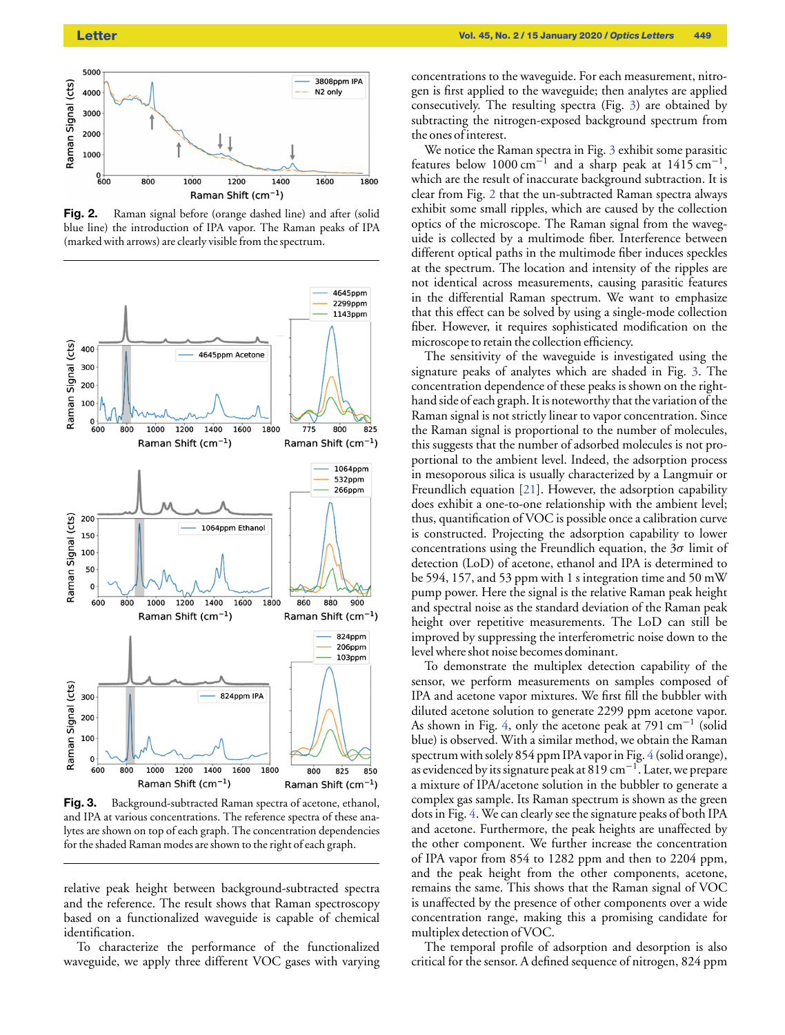Fig. 2. Raman signal before (orange dashed line) and after (solid blue line) the introduction of IPA vapor. The Raman peaks of IPA (marked with arrows) are clearly visible from the spectrum.

Fig. 3. Background-subtracted Raman spectra of acetone, ethanol, and IPA at various concentrations. The reference spectra of these analytes are shown on top of each graph. The concentration dependencies for the shaded Raman modes are shown to the right of each graph.

relative peak height between background-subtracted spectra and the reference. The result shows that Raman spectroscopy based on a functionalized waveguide is capable of chemical identification.

To characterize the performance of the functionalized waveguide, we apply three different VOC gases with varying concentrations to the waveguide. For each measurement, nitrogen is first applied to the waveguide; then analytes are applied consecutively. The resulting spectra (Fig. 3) are obtained by subtracting the nitrogen-exposed background spectrum from the ones of interest.

We notice the Raman spectra in Fig. 3 exhibit some parasitic features below $1000\ \mathrm{cm}^{-1}$ and a sharp peak at $1415\ \mathrm{cm}^{-1}$, which are the result of inaccurate background subtraction. It is clear from Fig. 2 that the un-subtracted Raman spectra always exhibit some small ripples, which are caused by the collection optics of the microscope. The Raman signal from the waveguide is collected by a multimode fiber. Interference between different optical paths in the multimode fiber induces speckles at the spectrum. The location and intensity of the ripples are not identical across measurements, causing parasitic features in the differential Raman spectrum. We want to emphasize that this effect can be solved by using a single-mode collection fiber. However, it requires sophisticated modification on the microscope to retain the collection efficiency.

The sensitivity of the waveguide is investigated using the signature peaks of analytes which are shaded in Fig. 3. The concentration dependence of these peaks is shown on the right-hand side of each graph. It is noteworthy that the variation of the Raman signal is not strictly linear to vapor concentration. Since the Raman signal is proportional to the number of molecules, this suggests that the number of adsorbed molecules is not proportional to the ambient level. Indeed, the adsorption process in mesoporous silica is usually characterized by a Langmuir or Freundlich equation [21]. However, the adsorption capability does exhibit a one-to-one relationship with the ambient level; thus, quantification of VOC is possible once a calibration curve is constructed. Projecting the adsorption capability to lower concentrations using the Freundlich equation, the $3\sigma$ limit of detection (LoD) of acetone, ethanol and IPA is determined to be 594, 157, and 53 ppm with 1 s integration time and 50 mW pump power. Here the signal is the relative Raman peak height and spectral noise as the standard deviation of the Raman peak height over repetitive measurements. The LoD can still be improved by suppressing the interferometric noise down to the level where shot noise becomes dominant.

To demonstrate the multiplex detection capability of the sensor, we perform measurements on samples composed of IPA and acetone vapor mixtures. We first fill the bubbler with diluted acetone solution to generate 2299 ppm acetone vapor. As shown in Fig. 4, only the acetone peak at $791\ \mathrm{cm}^{-1}$ (solid blue) is observed. With a similar method, we obtain the Raman spectrum with solely 854 ppm IPA vapor in Fig. 4 (solid orange), as evidenced by its signature peak at $819\ \mathrm{cm}^{-1}$. Later, we prepare a mixture of IPA/acetone solution in the bubbler to generate a complex gas sample. Its Raman spectrum is shown as the green dots in Fig. 4. We can clearly see the signature peaks of both IPA and acetone. Furthermore, the peak heights are unaffected by the other component. We further increase the concentration of IPA vapor from 854 to 1282 ppm and then to 2204 ppm, and the peak height from the other components, acetone, remains the same. This shows that the Raman signal of VOC is unaffected by the presence of other components over a wide concentration range, making this a promising candidate for multiplex detection of VOC.

The temporal profile of adsorption and desorption is also critical for the sensor. A defined sequence of nitrogen, 824 ppm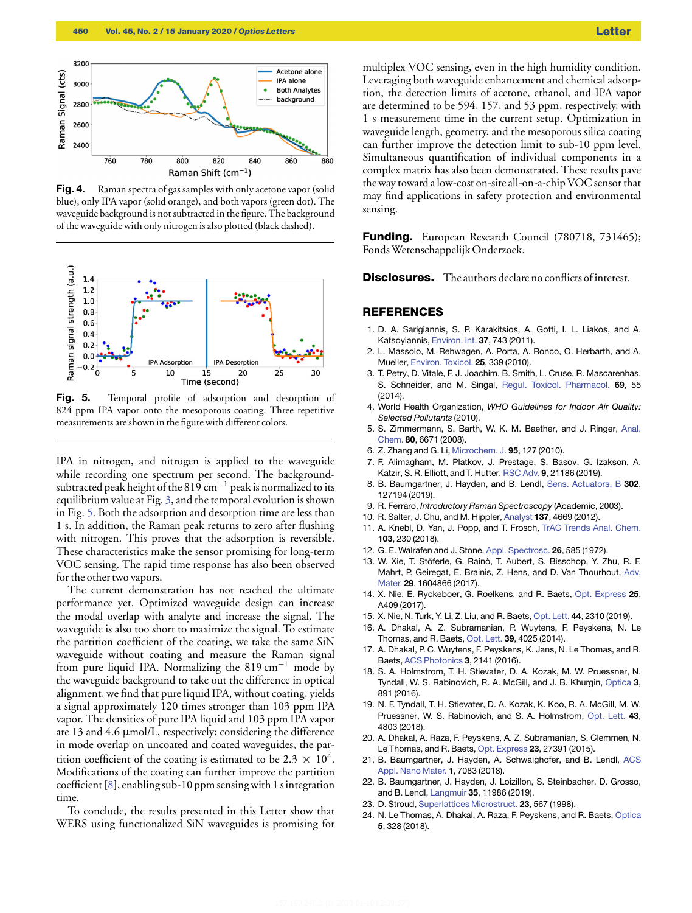Raman Signal (cts)

3200
3000
2800
2600
2400

760 780 800 820 840 860 880

Raman Shift (cm$^{-1}$)

Acetone alone
IPA alone
Both Analytes
background

**Fig. 4.** Raman spectra of gas samples with only acetone vapor (solid blue), only IPA vapor (solid orange), and both vapors (green dot). The waveguide background is not subtracted in the figure. The background of the waveguide with only nitrogen is also plotted (black dashed).

Raman signal strength (a.u.)

1.4
1.2
1.0
0.8
0.6
0.4
0.2
0.0
−0.2

0 5 10 15 20 25 30

Time (second)

IPA Adsorption
IPA Desorption

**Fig. 5.** Temporal profile of adsorption and desorption of 824 ppm IPA vapor onto the mesoporous coating. Three repetitive measurements are shown in the figure with different colors.

IPA in nitrogen, and nitrogen is applied to the waveguide while recording one spectrum per second. The background-subtracted peak height of the 819 cm$^{-1}$ peak is normalized to its equilibrium value at Fig. 3, and the temporal evolution is shown in Fig. 5. Both the adsorption and desorption time are less than 1 s. In addition, the Raman peak returns to zero after flushing with nitrogen. This proves that the adsorption is reversible. These characteristics make the sensor promising for long-term VOC sensing. The rapid time response has also been observed for the other two vapors.

The current demonstration has not reached the ultimate performance yet. Optimized waveguide design can increase the modal overlap with analyte and increase the signal. The waveguide is also too short to maximize the signal. To estimate the partition coefficient of the coating, we take the same SiN waveguide without coating and measure the Raman signal from pure liquid IPA. Normalizing the 819 cm$^{-1}$ mode by the waveguide background to take out the difference in optical alignment, we find that pure liquid IPA, without coating, yields a signal approximately 120 times stronger than 103 ppm IPA vapor. The densities of pure IPA liquid and 103 ppm IPA vapor are 13 and 4.6 μmol/L, respectively; considering the difference in mode overlap on uncoated and coated waveguides, the partition coefficient of the coating is estimated to be $2.3 \times 10^4$. Modifications of the coating can further improve the partition coefficient [8], enabling sub-10 ppm sensing with 1 s integration time.

To conclude, the results presented in this Letter show that WERS using functionalized SiN waveguides is promising for multiplex VOC sensing, even in the high humidity condition. Leveraging both waveguide enhancement and chemical adsorption, the detection limits of acetone, ethanol, and IPA vapor are determined to be 594, 157, and 53 ppm, respectively, with 1 s measurement time in the current setup. Optimization in waveguide length, geometry, and the mesoporous silica coating can further improve the detection limit to sub-10 ppm level. Simultaneous quantification of individual components in a complex matrix has also been demonstrated. These results pave the way toward a low-cost on-site all-on-a-chip VOC sensor that may find applications in safety protection and environmental sensing.

**Funding.** European Research Council (780718, 731465); Fonds Wetenschappelijk Onderzoek.

**Disclosures.** The authors declare no conflicts of interest.

## REFERENCES

1. D. A. Sarigiannis, S. P. Karakitsios, A. Gotti, I. L. Liakos, and A. Katsoyiannis, Environ. Int. **37**, 743 (2011).
2. L. Massolo, M. Rehwagen, A. Porta, A. Ronco, O. Herbarth, and A. Mueller, Environ. Toxicol. **25**, 339 (2010).
3. T. Petry, D. Vitale, F. J. Joachim, B. Smith, L. Cruse, R. Mascarenhas, S. Schneider, and M. Singal, Regul. Toxicol. Pharmacol. **69**, 55 (2014).
4. World Health Organization, *WHO Guidelines for Indoor Air Quality: Selected Pollutants* (2010).
5. S. Zimmermann, S. Barth, W. K. M. Baether, and J. Ringer, Anal. Chem. **80**, 6671 (2008).
6. Z. Zhang and G. Li, Microchem. J. **95**, 127 (2010).
7. F. Alimagham, M. Platkov, J. Prestage, S. Basov, G. Izakson, A. Katzir, S. R. Elliott, and T. Hutter, RSC Adv. **9**, 21186 (2019).
8. B. Baumgartner, J. Hayden, and B. Lendl, Sens. Actuators, B **302**, 127194 (2019).
9. R. Ferraro, *Introductory Raman Spectroscopy* (Academic, 2003).
10. R. Salter, J. Chu, and M. Hippler, Analyst **137**, 4669 (2012).
11. A. Knebl, D. Yan, J. Popp, and T. Frosch, TrAC Trends Anal. Chem. **103**, 230 (2018).
12. G. E. Walrafen and J. Stone, Appl. Spectrosc. **26**, 585 (1972).
13. W. Xie, T. Stöferle, G. Rainò, T. Aubert, S. Bisschop, Y. Zhu, R. F. Mahrt, P. Geiregat, E. Brainis, Z. Hens, and D. Van Thourhout, Adv. Mater. **29**, 1604866 (2017).
14. X. Nie, E. Ryckeboer, G. Roelkens, and R. Baets, Opt. Express **25**, A409 (2017).
15. X. Nie, N. Turk, Y. Li, Z. Liu, and R. Baets, Opt. Lett. **44**, 2310 (2019).
16. A. Dhakal, A. Z. Subramanian, P. Wuytens, F. Peyskens, N. Le Thomas, and R. Baets, Opt. Lett. **39**, 4025 (2014).
17. A. Dhakal, P. C. Wuytens, F. Peyskens, K. Jans, N. Le Thomas, and R. Baets, ACS Photonics **3**, 2141 (2016).
18. S. A. Holmstrom, T. H. Stievater, D. A. Kozak, M. W. Pruessner, N. Tyndall, W. S. Rabinovich, R. A. McGill, and J. B. Khurgin, Optica **3**, 891 (2016).
19. N. F. Tyndall, T. H. Stievater, D. A. Kozak, K. Koo, R. A. McGill, M. W. Pruessner, W. S. Rabinovich, and S. A. Holmstrom, Opt. Lett. **43**, 4803 (2018).
20. A. Dhakal, A. Raza, F. Peyskens, A. Z. Subramanian, S. Clemmen, N. Le Thomas, and R. Baets, Opt. Express **23**, 27391 (2015).
21. B. Baumgartner, J. Hayden, A. Schwaighofer, and B. Lendl, ACS Appl. Nano Mater. **1**, 7083 (2018).
22. B. Baumgartner, J. Hayden, J. Loizillon, S. Steinbacher, D. Grosso, and B. Lendl, Langmuir **35**, 11986 (2019).
23. D. Stroud, Superlattices Microstruct. **23**, 567 (1998).
24. N. Le Thomas, A. Dhakal, A. Raza, F. Peyskens, and R. Baets, Optica **5**, 328 (2018).